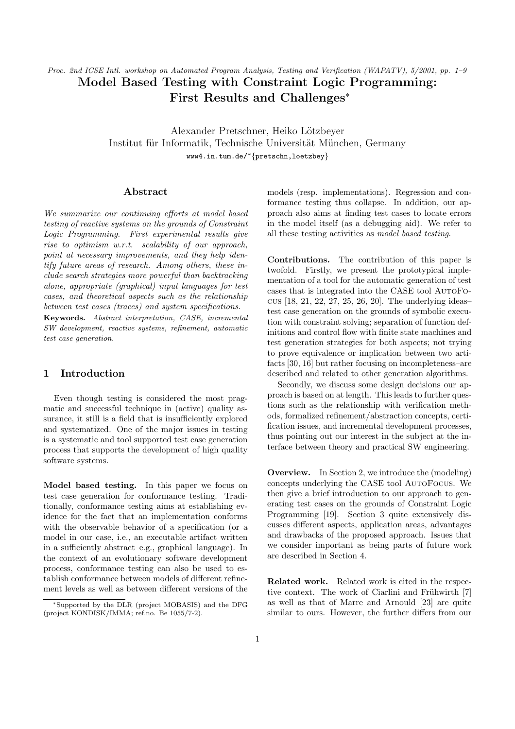*Proc. 2nd ICSE Intl. workshop on Automated Program Analysis, Testing and Verification (WAPATV), 5/2001, pp. 1–9*

# Model Based Testing with Constraint Logic Programming: First Results and Challenges*

Alexander Pretschner, Heiko Lötzbeyer
Institut für Informatik, Technische Universität München, Germany
www4.in.tum.de/~{pretschn,loetzbey}

## Abstract

*We summarize our continuing efforts at model based testing of reactive systems on the grounds of Constraint Logic Programming. First experimental results give rise to optimism w.r.t. scalability of our approach, point at necessary improvements, and they help identify future areas of research. Among others, these include search strategies more powerful than backtracking alone, appropriate (graphical) input languages for test cases, and theoretical aspects such as the relationship between test cases (traces) and system specifications.*

**Keywords.** *Abstract interpretation, CASE, incremental SW development, reactive systems, refinement, automatic test case generation.*

## 1 Introduction

Even though testing is considered the most pragmatic and successful technique in (active) quality assurance, it still is a field that is insufficiently explored and systematized. One of the major issues in testing is a systematic and tool supported test case generation process that supports the development of high quality software systems.

**Model based testing.** In this paper we focus on test case generation for conformance testing. Traditionally, conformance testing aims at establishing evidence for the fact that an implementation conforms with the observable behavior of a specification (or a model in our case, i.e., an executable artifact written in a sufficiently abstract–e.g., graphical–language). In the context of an evolutionary software development process, conformance testing can also be used to establish conformance between models of different refinement levels as well as between different versions of the models (resp. implementations). Regression and conformance testing thus collapse. In addition, our approach also aims at finding test cases to locate errors in the model itself (as a debugging aid). We refer to all these testing activities as *model based testing*.

**Contributions.** The contribution of this paper is twofold. Firstly, we present the prototypical implementation of a tool for the automatic generation of test cases that is integrated into the CASE tool AutoFocus [18, 21, 22, 27, 25, 26, 20]. The underlying ideas–test case generation on the grounds of symbolic execution with constraint solving; separation of function definitions and control flow with finite state machines and test generation strategies for both aspects; not trying to prove equivalence or implication between two artifacts [30, 16] but rather focusing on incompleteness–are described and related to other generation algorithms.

Secondly, we discuss some design decisions our approach is based on at length. This leads to further questions such as the relationship with verification methods, formalized refinement/abstraction concepts, certification issues, and incremental development processes, thus pointing out our interest in the subject at the interface between theory and practical SW engineering.

**Overview.** In Section 2, we introduce the (modeling) concepts underlying the CASE tool AutoFocus. We then give a brief introduction to our approach to generating test cases on the grounds of Constraint Logic Programming [19]. Section 3 quite extensively discusses different aspects, application areas, advantages and drawbacks of the proposed approach. Issues that we consider important as being parts of future work are described in Section 4.

**Related work.** Related work is cited in the respective context. The work of Ciarlini and Frühwirth [7] as well as that of Marre and Arnould [23] are quite similar to ours. However, the further differs from our

*Supported by the DLR (project MOBASIS) and the DFG (project KONDISK/IMMA; ref.no. Be 1055/7-2).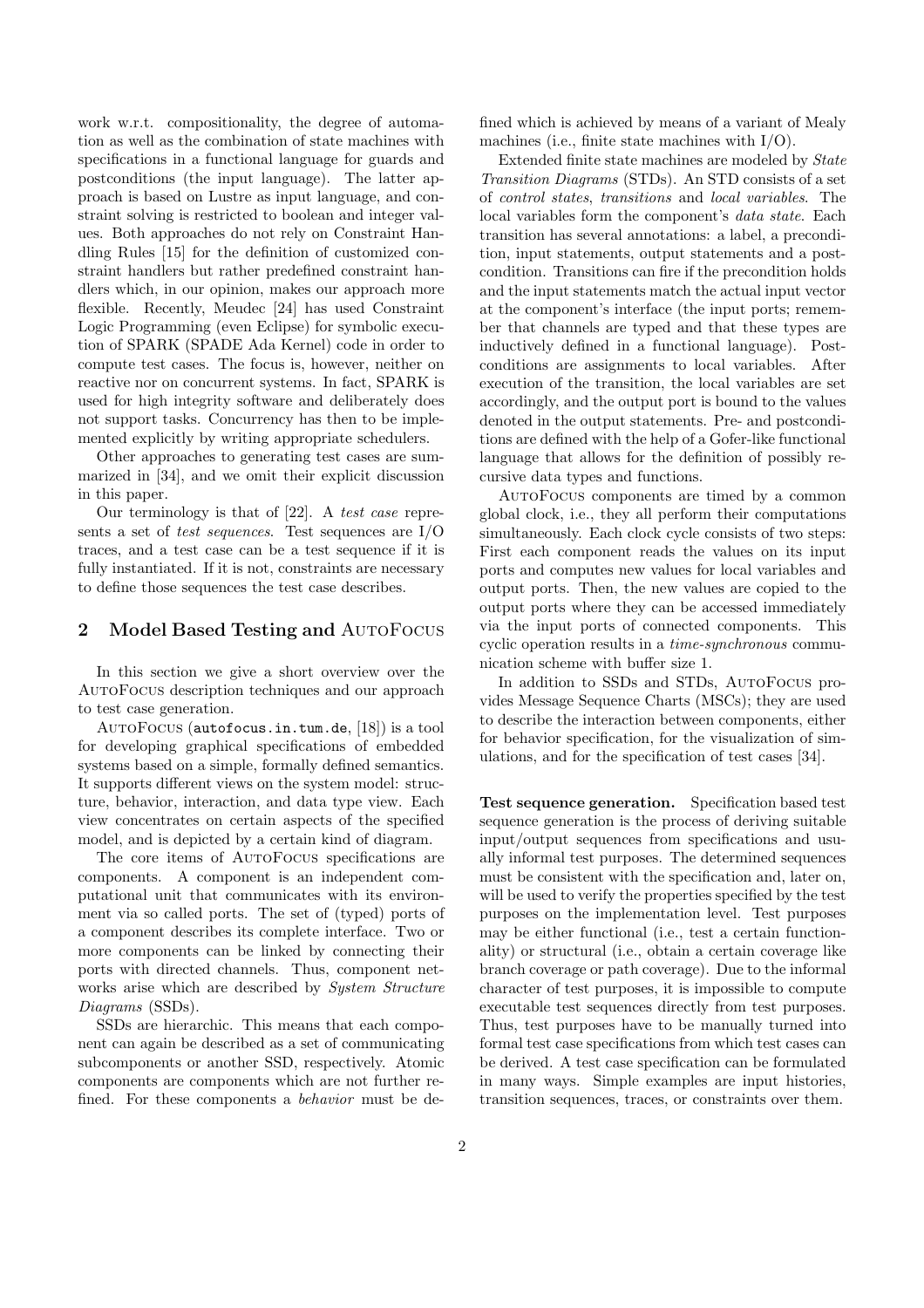work w.r.t. compositionality, the degree of automation as well as the combination of state machines with specifications in a functional language for guards and postconditions (the input language). The latter approach is based on Lustre as input language, and constraint solving is restricted to boolean and integer values. Both approaches do not rely on Constraint Handling Rules [15] for the definition of customized constraint handlers but rather predefined constraint handlers which, in our opinion, makes our approach more flexible. Recently, Meudec [24] has used Constraint Logic Programming (even Eclipse) for symbolic execution of SPARK (SPADE Ada Kernel) code in order to compute test cases. The focus is, however, neither on reactive nor on concurrent systems. In fact, SPARK is used for high integrity software and deliberately does not support tasks. Concurrency has then to be implemented explicitly by writing appropriate schedulers.

Other approaches to generating test cases are summarized in [34], and we omit their explicit discussion in this paper.

Our terminology is that of [22]. A *test case* represents a set of *test sequences*. Test sequences are I/O traces, and a test case can be a test sequence if it is fully instantiated. If it is not, constraints are necessary to define those sequences the test case describes.

## 2 Model Based Testing and AutoFocus

In this section we give a short overview over the AutoFocus description techniques and our approach to test case generation.

AutoFocus (`autofocus.in.tum.de`, [18]) is a tool for developing graphical specifications of embedded systems based on a simple, formally defined semantics. It supports different views on the system model: structure, behavior, interaction, and data type view. Each view concentrates on certain aspects of the specified model, and is depicted by a certain kind of diagram.

The core items of AutoFocus specifications are components. A component is an independent computational unit that communicates with its environment via so called ports. The set of (typed) ports of a component describes its complete interface. Two or more components can be linked by connecting their ports with directed channels. Thus, component networks arise which are described by *System Structure Diagrams* (SSDs).

SSDs are hierarchic. This means that each component can again be described as a set of communicating subcomponents or another SSD, respectively. Atomic components are components which are not further refined. For these components a *behavior* must be defined which is achieved by means of a variant of Mealy machines (i.e., finite state machines with I/O).

Extended finite state machines are modeled by *State Transition Diagrams* (STDs). An STD consists of a set of *control states*, *transitions* and *local variables*. The local variables form the component's *data state*. Each transition has several annotations: a label, a precondition, input statements, output statements and a postcondition. Transitions can fire if the precondition holds and the input statements match the actual input vector at the component's interface (the input ports; remember that channels are typed and that these types are inductively defined in a functional language). Postconditions are assignments to local variables. After execution of the transition, the local variables are set accordingly, and the output port is bound to the values denoted in the output statements. Pre- and postconditions are defined with the help of a Gofer-like functional language that allows for the definition of possibly recursive data types and functions.

AutoFocus components are timed by a common global clock, i.e., they all perform their computations simultaneously. Each clock cycle consists of two steps: First each component reads the values on its input ports and computes new values for local variables and output ports. Then, the new values are copied to the output ports where they can be accessed immediately via the input ports of connected components. This cyclic operation results in a *time-synchronous* communication scheme with buffer size 1.

In addition to SSDs and STDs, AutoFocus provides Message Sequence Charts (MSCs); they are used to describe the interaction between components, either for behavior specification, for the visualization of simulations, and for the specification of test cases [34].

**Test sequence generation.** Specification based test sequence generation is the process of deriving suitable input/output sequences from specifications and usually informal test purposes. The determined sequences must be consistent with the specification and, later on, will be used to verify the properties specified by the test purposes on the implementation level. Test purposes may be either functional (i.e., test a certain functionality) or structural (i.e., obtain a certain coverage like branch coverage or path coverage). Due to the informal character of test purposes, it is impossible to compute executable test sequences directly from test purposes. Thus, test purposes have to be manually turned into formal test case specifications from which test cases can be derived. A test case specification can be formulated in many ways. Simple examples are input histories, transition sequences, traces, or constraints over them.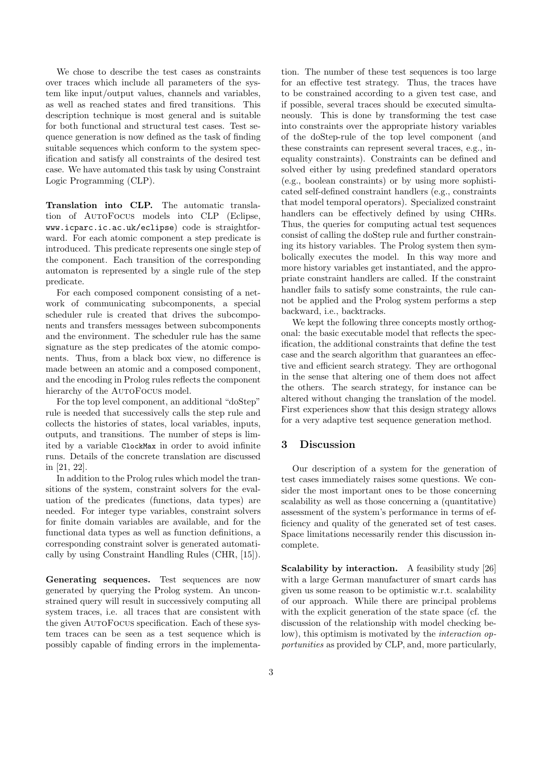We chose to describe the test cases as constraints over traces which include all parameters of the system like input/output values, channels and variables, as well as reached states and fired transitions. This description technique is most general and is suitable for both functional and structural test cases. Test sequence generation is now defined as the task of finding suitable sequences which conform to the system specification and satisfy all constraints of the desired test case. We have automated this task by using Constraint Logic Programming (CLP).

**Translation into CLP.** The automatic translation of AutoFocus models into CLP (Eclipse, `www.icparc.ic.ac.uk/eclipse`) code is straightforward. For each atomic component a step predicate is introduced. This predicate represents one single step of the component. Each transition of the corresponding automaton is represented by a single rule of the step predicate.

For each composed component consisting of a network of communicating subcomponents, a special scheduler rule is created that drives the subcomponents and transfers messages between subcomponents and the environment. The scheduler rule has the same signature as the step predicates of the atomic components. Thus, from a black box view, no difference is made between an atomic and a composed component, and the encoding in Prolog rules reflects the component hierarchy of the AutoFocus model.

For the top level component, an additional "doStep" rule is needed that successively calls the step rule and collects the histories of states, local variables, inputs, outputs, and transitions. The number of steps is limited by a variable `ClockMax` in order to avoid infinite runs. Details of the concrete translation are discussed in [21, 22].

In addition to the Prolog rules which model the transitions of the system, constraint solvers for the evaluation of the predicates (functions, data types) are needed. For integer type variables, constraint solvers for finite domain variables are available, and for the functional data types as well as function definitions, a corresponding constraint solver is generated automatically by using Constraint Handling Rules (CHR, [15]).

**Generating sequences.** Test sequences are now generated by querying the Prolog system. An unconstrained query will result in successively computing all system traces, i.e. all traces that are consistent with the given AutoFocus specification. Each of these system traces can be seen as a test sequence which is possibly capable of finding errors in the implementation. The number of these test sequences is too large for an effective test strategy. Thus, the traces have to be constrained according to a given test case, and if possible, several traces should be executed simultaneously. This is done by transforming the test case into constraints over the appropriate history variables of the doStep-rule of the top level component (and these constraints can represent several traces, e.g., inequality constraints). Constraints can be defined and solved either by using predefined standard operators (e.g., boolean constraints) or by using more sophisticated self-defined constraint handlers (e.g., constraints that model temporal operators). Specialized constraint handlers can be effectively defined by using CHRs. Thus, the queries for computing actual test sequences consist of calling the doStep rule and further constraining its history variables. The Prolog system then symbolically executes the model. In this way more and more history variables get instantiated, and the appropriate constraint handlers are called. If the constraint handler fails to satisfy some constraints, the rule cannot be applied and the Prolog system performs a step backward, i.e., backtracks.

We kept the following three concepts mostly orthogonal: the basic executable model that reflects the specification, the additional constraints that define the test case and the search algorithm that guarantees an effective and efficient search strategy. They are orthogonal in the sense that altering one of them does not affect the others. The search strategy, for instance can be altered without changing the translation of the model. First experiences show that this design strategy allows for a very adaptive test sequence generation method.

## 3 Discussion

Our description of a system for the generation of test cases immediately raises some questions. We consider the most important ones to be those concerning scalability as well as those concerning a (quantitative) assessment of the system's performance in terms of efficiency and quality of the generated set of test cases. Space limitations necessarily render this discussion incomplete.

**Scalability by interaction.** A feasibility study [26] with a large German manufacturer of smart cards has given us some reason to be optimistic w.r.t. scalability of our approach. While there are principal problems with the explicit generation of the state space (cf. the discussion of the relationship with model checking below), this optimism is motivated by the *interaction opportunities* as provided by CLP, and, more particularly,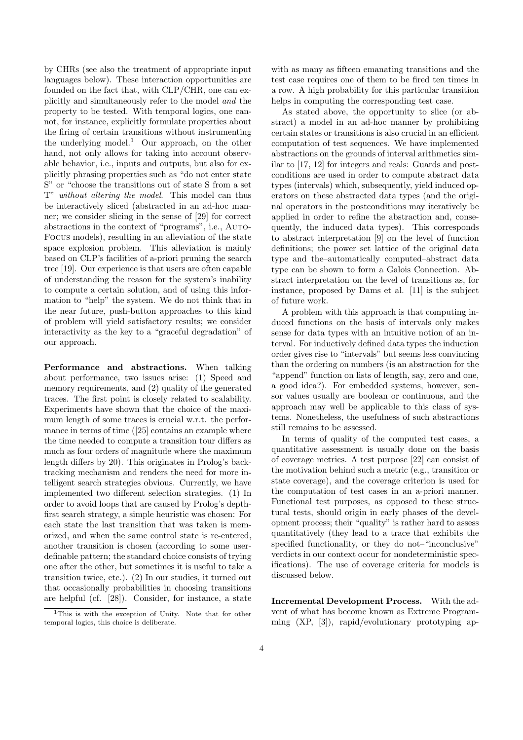by CHRs (see also the treatment of appropriate input languages below). These interaction opportunities are founded on the fact that, with CLP/CHR, one can explicitly and simultaneously refer to the model *and* the property to be tested. With temporal logics, one cannot, for instance, explicitly formulate properties about the firing of certain transitions without instrumenting the underlying model.[1] Our approach, on the other hand, not only allows for taking into account observable behavior, i.e., inputs and outputs, but also for explicitly phrasing properties such as "do not enter state S" or "choose the transitions out of state S from a set T" *without altering the model*. This model can thus be interactively sliced (abstracted in an ad-hoc manner; we consider slicing in the sense of [29] for correct abstractions in the context of "programs", i.e., AutoFocus models), resulting in an alleviation of the state space explosion problem. This alleviation is mainly based on CLP's facilities of a-priori pruning the search tree [19]. Our experience is that users are often capable of understanding the reason for the system's inability to compute a certain solution, and of using this information to "help" the system. We do not think that in the near future, push-button approaches to this kind of problem will yield satisfactory results; we consider interactivity as the key to a "graceful degradation" of our approach.

**Performance and abstractions.** When talking about performance, two issues arise: (1) Speed and memory requirements, and (2) quality of the generated traces. The first point is closely related to scalability. Experiments have shown that the choice of the maximum length of some traces is crucial w.r.t. the performance in terms of time ([25] contains an example where the time needed to compute a transition tour differs as much as four orders of magnitude where the maximum length differs by 20). This originates in Prolog's backtracking mechanism and renders the need for more intelligent search strategies obvious. Currently, we have implemented two different selection strategies. (1) In order to avoid loops that are caused by Prolog's depth-first search strategy, a simple heuristic was chosen: For each state the last transition that was taken is memorized, and when the same control state is re-entered, another transition is chosen (according to some user-definable pattern; the standard choice consists of trying one after the other, but sometimes it is useful to take a transition twice, etc.). (2) In our studies, it turned out that occasionally probabilities in choosing transitions are helpful (cf. [28]). Consider, for instance, a state with as many as fifteen emanating transitions and the test case requires one of them to be fired ten times in a row. A high probability for this particular transition helps in computing the corresponding test case.

As stated above, the opportunity to slice (or abstract) a model in an ad-hoc manner by prohibiting certain states or transitions is also crucial in an efficient computation of test sequences. We have implemented abstractions on the grounds of interval arithmetics similar to [17, 12] for integers and reals: Guards and postconditions are used in order to compute abstract data types (intervals) which, subsequently, yield induced operators on these abstracted data types (and the original operators in the postconditions may iteratively be applied in order to refine the abstraction and, consequently, the induced data types). This corresponds to abstract interpretation [9] on the level of function definitions; the power set lattice of the original data type and the–automatically computed–abstract data type can be shown to form a Galois Connection. Abstract interpretation on the level of transitions as, for instance, proposed by Dams et al. [11] is the subject of future work.

A problem with this approach is that computing induced functions on the basis of intervals only makes sense for data types with an intuitive notion of an interval. For inductively defined data types the induction order gives rise to "intervals" but seems less convincing than the ordering on numbers (is an abstraction for the "append" function on lists of length, say, zero and one, a good idea?). For embedded systems, however, sensor values usually are boolean or continuous, and the approach may well be applicable to this class of systems. Nonetheless, the usefulness of such abstractions still remains to be assessed.

In terms of quality of the computed test cases, a quantitative assessment is usually done on the basis of coverage metrics. A test purpose [22] can consist of the motivation behind such a metric (e.g., transition or state coverage), and the coverage criterion is used for the computation of test cases in an a-priori manner. Functional test purposes, as opposed to these structural tests, should origin in early phases of the development process; their "quality" is rather hard to assess quantitatively (they lead to a trace that exhibits the specified functionality, or they do not–"inconclusive" verdicts in our context occur for nondeterministic specifications). The use of coverage criteria for models is discussed below.

**Incremental Development Process.** With the advent of what has become known as Extreme Programming (XP, [3]), rapid/evolutionary prototyping ap-

[1] This is with the exception of Unity. Note that for other temporal logics, this choice is deliberate.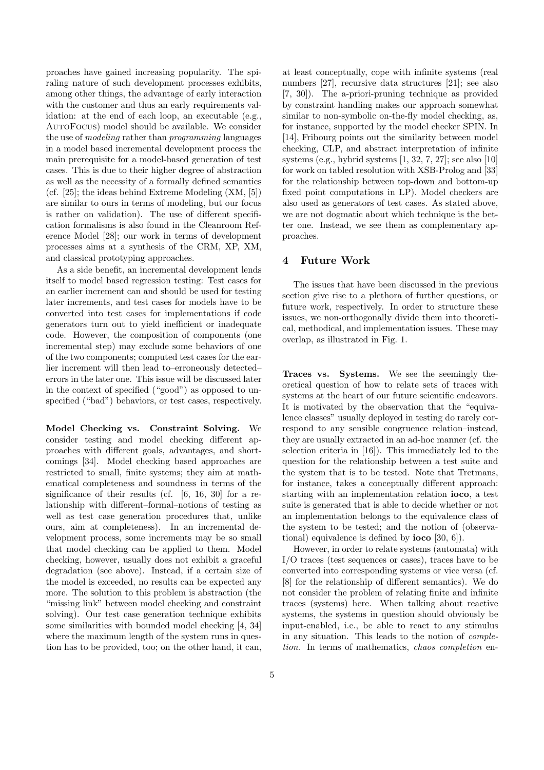proaches have gained increasing popularity. The spiraling nature of such development processes exhibits, among other things, the advantage of early interaction with the customer and thus an early requirements validation: at the end of each loop, an executable (e.g., AutoFocus) model should be available. We consider the use of *modeling* rather than *programming* languages in a model based incremental development process the main prerequisite for a model-based generation of test cases. This is due to their higher degree of abstraction as well as the necessity of a formally defined semantics (cf. [25]; the ideas behind Extreme Modeling (XM, [5]) are similar to ours in terms of modeling, but our focus is rather on validation). The use of different specification formalisms is also found in the Cleanroom Reference Model [28]; our work in terms of development processes aims at a synthesis of the CRM, XP, XM, and classical prototyping approaches.

As a side benefit, an incremental development lends itself to model based regression testing: Test cases for an earlier increment can and should be used for testing later increments, and test cases for models have to be converted into test cases for implementations if code generators turn out to yield inefficient or inadequate code. However, the composition of components (one incremental step) may exclude some behaviors of one of the two components; computed test cases for the earlier increment will then lead to–erroneously detected–errors in the later one. This issue will be discussed later in the context of specified ("good") as opposed to unspecified ("bad") behaviors, or test cases, respectively.

**Model Checking vs. Constraint Solving.** We consider testing and model checking different approaches with different goals, advantages, and shortcomings [34]. Model checking based approaches are restricted to small, finite systems; they aim at mathematical completeness and soundness in terms of the significance of their results (cf. [6, 16, 30] for a relationship with different–formal–notions of testing as well as test case generation procedures that, unlike ours, aim at completeness). In an incremental development process, some increments may be so small that model checking can be applied to them. Model checking, however, usually does not exhibit a graceful degradation (see above). Instead, if a certain size of the model is exceeded, no results can be expected any more. The solution to this problem is abstraction (the "missing link" between model checking and constraint solving). Our test case generation technique exhibits some similarities with bounded model checking [4, 34] where the maximum length of the system runs in question has to be provided, too; on the other hand, it can, at least conceptually, cope with infinite systems (real numbers [27], recursive data structures [21]; see also [7, 30]). The a-priori-pruning technique as provided by constraint handling makes our approach somewhat similar to non-symbolic on-the-fly model checking, as, for instance, supported by the model checker SPIN. In [14], Fribourg points out the similarity between model checking, CLP, and abstract interpretation of infinite systems (e.g., hybrid systems [1, 32, 7, 27]; see also [10] for work on tabled resolution with XSB-Prolog and [33] for the relationship between top-down and bottom-up fixed point computations in LP). Model checkers are also used as generators of test cases. As stated above, we are not dogmatic about which technique is the better one. Instead, we see them as complementary approaches.

## 4 Future Work

The issues that have been discussed in the previous section give rise to a plethora of further questions, or future work, respectively. In order to structure these issues, we non-orthogonally divide them into theoretical, methodical, and implementation issues. These may overlap, as illustrated in Fig. 1.

**Traces vs. Systems.** We see the seemingly theoretical question of how to relate sets of traces with systems at the heart of our future scientific endeavors. It is motivated by the observation that the "equivalence classes" usually deployed in testing do rarely correspond to any sensible congruence relation–instead, they are usually extracted in an ad-hoc manner (cf. the selection criteria in [16]). This immediately led to the question for the relationship between a test suite and the system that is to be tested. Note that Tretmans, for instance, takes a conceptually different approach: starting with an implementation relation **ioco**, a test suite is generated that is able to decide whether or not an implementation belongs to the equivalence class of the system to be tested; and the notion of (observational) equivalence is defined by **ioco** [30, 6]).

However, in order to relate systems (automata) with I/O traces (test sequences or cases), traces have to be converted into corresponding systems or vice versa (cf. [8] for the relationship of different semantics). We do not consider the problem of relating finite and infinite traces (systems) here. When talking about reactive systems, the systems in question should obviously be input-enabled, i.e., be able to react to any stimulus in any situation. This leads to the notion of *completion*. In terms of mathematics, *chaos completion* en-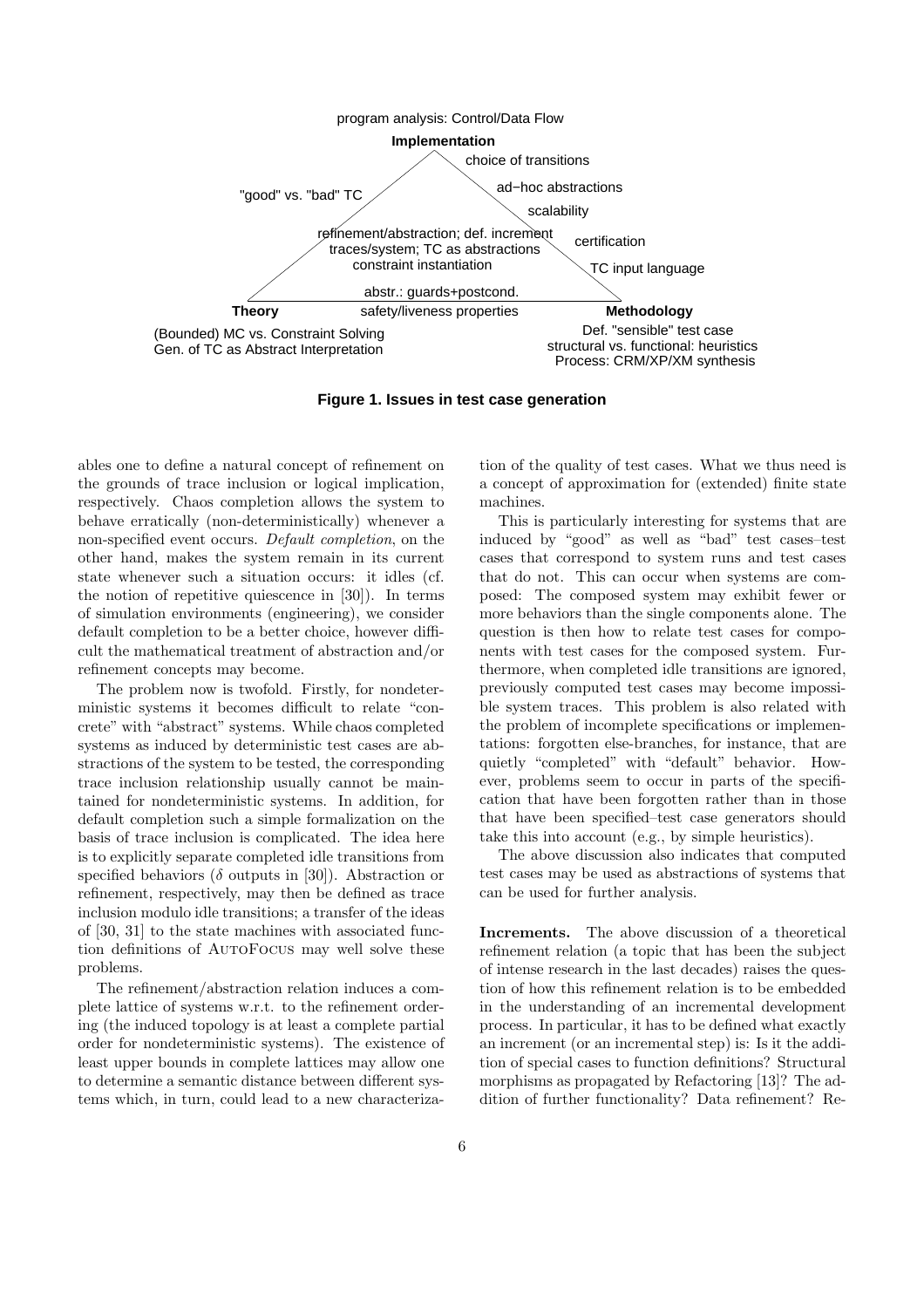program analysis: Control/Data Flow

**Implementation**

choice of transitions

ad−hoc abstractions

scalability

certification

TC input language

"good" vs. "bad" TC

refinement/abstraction; def. increment
traces/system; TC as abstractions
constraint instantiation

abstr.: guards+postcond.

**Theory** safety/liveness properties **Methodology**

(Bounded) MC vs. Constraint Solving
Gen. of TC as Abstract Interpretation

Def. "sensible" test case
structural vs. functional: heuristics
Process: CRM/XP/XM synthesis

**Figure 1. Issues in test case generation**

ables one to define a natural concept of refinement on the grounds of trace inclusion or logical implication, respectively. Chaos completion allows the system to behave erratically (non-deterministically) whenever a non-specified event occurs. *Default completion*, on the other hand, makes the system remain in its current state whenever such a situation occurs: it idles (cf. the notion of repetitive quiescence in [30]). In terms of simulation environments (engineering), we consider default completion to be a better choice, however difficult the mathematical treatment of abstraction and/or refinement concepts may become.

The problem now is twofold. Firstly, for nondeterministic systems it becomes difficult to relate "concrete" with "abstract" systems. While chaos completed systems as induced by deterministic test cases are abstractions of the system to be tested, the corresponding trace inclusion relationship usually cannot be maintained for nondeterministic systems. In addition, for default completion such a simple formalization on the basis of trace inclusion is complicated. The idea here is to explicitly separate completed idle transitions from specified behaviors ($\delta$ outputs in [30]). Abstraction or refinement, respectively, may then be defined as trace inclusion modulo idle transitions; a transfer of the ideas of [30, 31] to the state machines with associated function definitions of AutoFocus may well solve these problems.

The refinement/abstraction relation induces a complete lattice of systems w.r.t. to the refinement ordering (the induced topology is at least a complete partial order for nondeterministic systems). The existence of least upper bounds in complete lattices may allow one to determine a semantic distance between different systems which, in turn, could lead to a new characterization of the quality of test cases. What we thus need is a concept of approximation for (extended) finite state machines.

This is particularly interesting for systems that are induced by "good" as well as "bad" test cases–test cases that correspond to system runs and test cases that do not. This can occur when systems are composed: The composed system may exhibit fewer or more behaviors than the single components alone. The question is then how to relate test cases for components with test cases for the composed system. Furthermore, when completed idle transitions are ignored, previously computed test cases may become impossible system traces. This problem is also related with the problem of incomplete specifications or implementations: forgotten else-branches, for instance, that are quietly "completed" with "default" behavior. However, problems seem to occur in parts of the specification that have been forgotten rather than in those that have been specified–test case generators should take this into account (e.g., by simple heuristics).

The above discussion also indicates that computed test cases may be used as abstractions of systems that can be used for further analysis.

**Increments.** The above discussion of a theoretical refinement relation (a topic that has been the subject of intense research in the last decades) raises the question of how this refinement relation is to be embedded in the understanding of an incremental development process. In particular, it has to be defined what exactly an increment (or an incremental step) is: Is it the addition of special cases to function definitions? Structural morphisms as propagated by Refactoring [13]? The addition of further functionality? Data refinement? Re-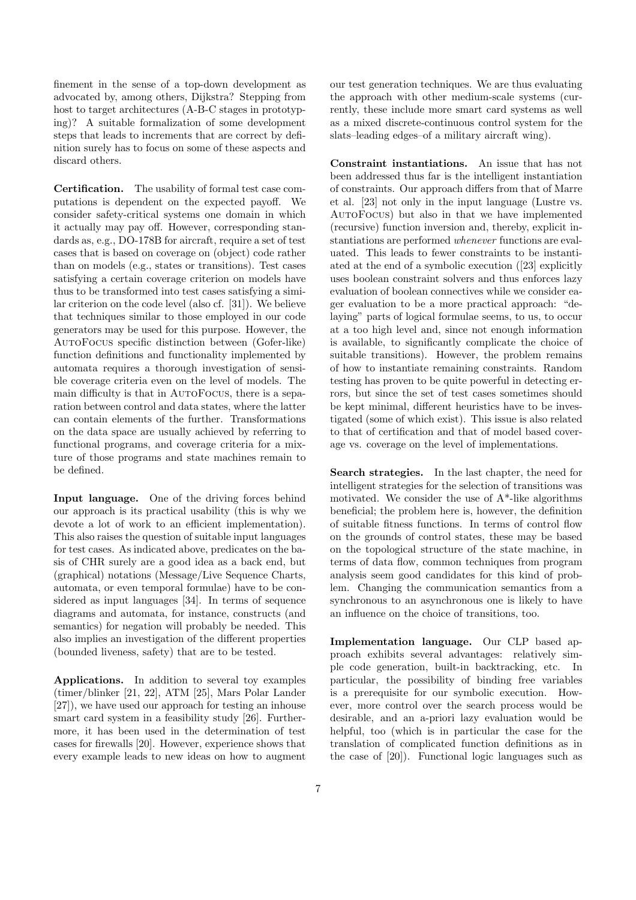finement in the sense of a top-down development as advocated by, among others, Dijkstra? Stepping from host to target architectures (A-B-C stages in prototyping)? A suitable formalization of some development steps that leads to increments that are correct by definition surely has to focus on some of these aspects and discard others.

**Certification.** The usability of formal test case computations is dependent on the expected payoff. We consider safety-critical systems one domain in which it actually may pay off. However, corresponding standards as, e.g., DO-178B for aircraft, require a set of test cases that is based on coverage on (object) code rather than on models (e.g., states or transitions). Test cases satisfying a certain coverage criterion on models have thus to be transformed into test cases satisfying a similar criterion on the code level (also cf. [31]). We believe that techniques similar to those employed in our code generators may be used for this purpose. However, the AutoFocus specific distinction between (Gofer-like) function definitions and functionality implemented by automata requires a thorough investigation of sensible coverage criteria even on the level of models. The main difficulty is that in AutoFocus, there is a separation between control and data states, where the latter can contain elements of the further. Transformations on the data space are usually achieved by referring to functional programs, and coverage criteria for a mixture of those programs and state machines remain to be defined.

**Input language.** One of the driving forces behind our approach is its practical usability (this is why we devote a lot of work to an efficient implementation). This also raises the question of suitable input languages for test cases. As indicated above, predicates on the basis of CHR surely are a good idea as a back end, but (graphical) notations (Message/Live Sequence Charts, automata, or even temporal formulae) have to be considered as input languages [34]. In terms of sequence diagrams and automata, for instance, constructs (and semantics) for negation will probably be needed. This also implies an investigation of the different properties (bounded liveness, safety) that are to be tested.

**Applications.** In addition to several toy examples (timer/blinker [21, 22], ATM [25], Mars Polar Lander [27]), we have used our approach for testing an inhouse smart card system in a feasibility study [26]. Furthermore, it has been used in the determination of test cases for firewalls [20]. However, experience shows that every example leads to new ideas on how to augment our test generation techniques. We are thus evaluating the approach with other medium-scale systems (currently, these include more smart card systems as well as a mixed discrete-continuous control system for the slats–leading edges–of a military aircraft wing).

**Constraint instantiations.** An issue that has not been addressed thus far is the intelligent instantiation of constraints. Our approach differs from that of Marre et al. [23] not only in the input language (Lustre vs. AutoFocus) but also in that we have implemented (recursive) function inversion and, thereby, explicit instantiations are performed *whenever* functions are evaluated. This leads to fewer constraints to be instantiated at the end of a symbolic execution ([23] explicitly uses boolean constraint solvers and thus enforces lazy evaluation of boolean connectives while we consider eager evaluation to be a more practical approach: "delaying" parts of logical formulae seems, to us, to occur at a too high level and, since not enough information is available, to significantly complicate the choice of suitable transitions). However, the problem remains of how to instantiate remaining constraints. Random testing has proven to be quite powerful in detecting errors, but since the set of test cases sometimes should be kept minimal, different heuristics have to be investigated (some of which exist). This issue is also related to that of certification and that of model based coverage vs. coverage on the level of implementations.

**Search strategies.** In the last chapter, the need for intelligent strategies for the selection of transitions was motivated. We consider the use of A*-like algorithms beneficial; the problem here is, however, the definition of suitable fitness functions. In terms of control flow on the grounds of control states, these may be based on the topological structure of the state machine, in terms of data flow, common techniques from program analysis seem good candidates for this kind of problem. Changing the communication semantics from a synchronous to an asynchronous one is likely to have an influence on the choice of transitions, too.

**Implementation language.** Our CLP based approach exhibits several advantages: relatively simple code generation, built-in backtracking, etc. In particular, the possibility of binding free variables is a prerequisite for our symbolic execution. However, more control over the search process would be desirable, and an a-priori lazy evaluation would be helpful, too (which is in particular the case for the translation of complicated function definitions as in the case of [20]). Functional logic languages such as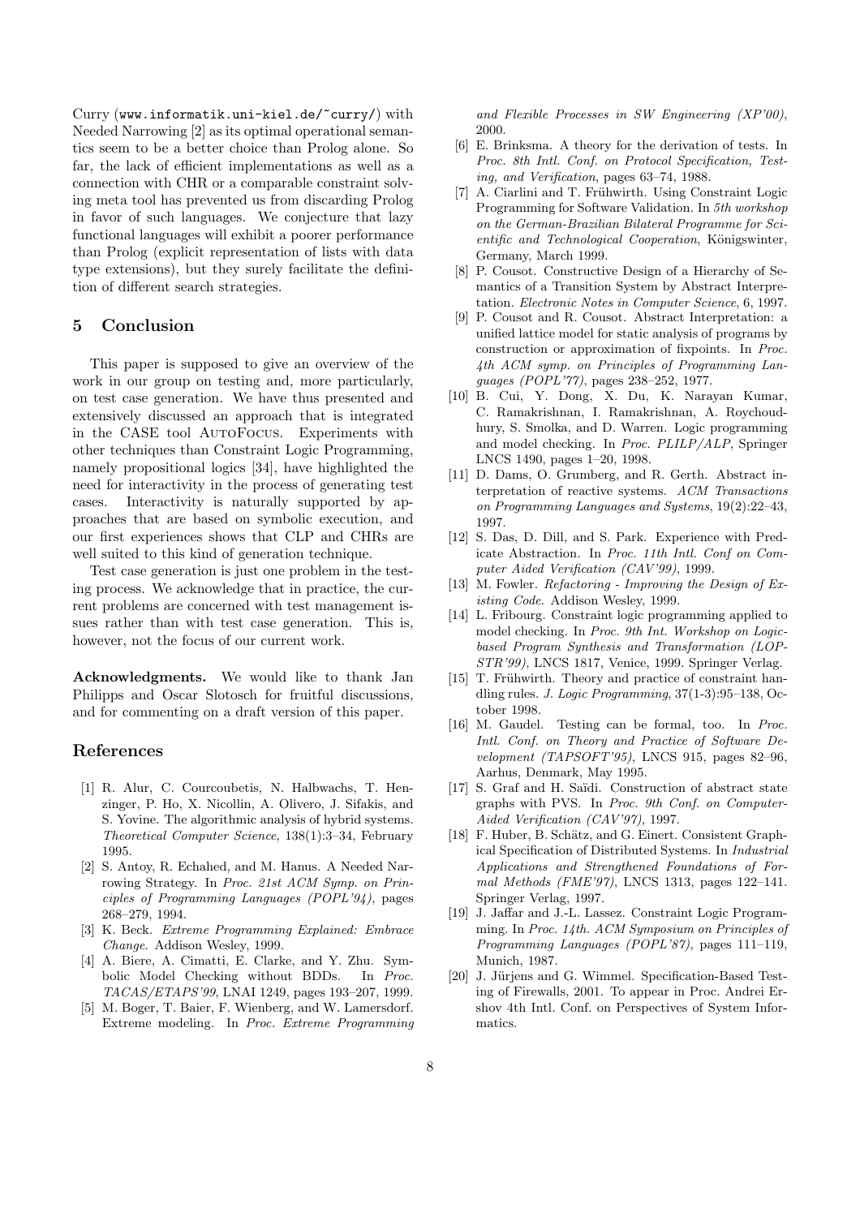Curry (`www.informatik.uni-kiel.de/~curry/`) with Needed Narrowing [2] as its optimal operational semantics seem to be a better choice than Prolog alone. So far, the lack of efficient implementations as well as a connection with CHR or a comparable constraint solving meta tool has prevented us from discarding Prolog in favor of such languages. We conjecture that lazy functional languages will exhibit a poorer performance than Prolog (explicit representation of lists with data type extensions), but they surely facilitate the definition of different search strategies.

## 5 Conclusion

This paper is supposed to give an overview of the work in our group on testing and, more particularly, on test case generation. We have thus presented and extensively discussed an approach that is integrated in the CASE tool AutoFocus. Experiments with other techniques than Constraint Logic Programming, namely propositional logics [34], have highlighted the need for interactivity in the process of generating test cases. Interactivity is naturally supported by approaches that are based on symbolic execution, and our first experiences shows that CLP and CHRs are well suited to this kind of generation technique.

Test case generation is just one problem in the testing process. We acknowledge that in practice, the current problems are concerned with test management issues rather than with test case generation. This is, however, not the focus of our current work.

**Acknowledgments.** We would like to thank Jan Philipps and Oscar Slotosch for fruitful discussions, and for commenting on a draft version of this paper.

## References

[1] R. Alur, C. Courcoubetis, N. Halbwachs, T. Henzinger, P. Ho, X. Nicollin, A. Olivero, J. Sifakis, and S. Yovine. The algorithmic analysis of hybrid systems. *Theoretical Computer Science*, 138(1):3–34, February 1995.

[2] S. Antoy, R. Echahed, and M. Hanus. A Needed Narrowing Strategy. In *Proc. 21st ACM Symp. on Principles of Programming Languages (POPL'94)*, pages 268–279, 1994.

[3] K. Beck. *Extreme Programming Explained: Embrace Change*. Addison Wesley, 1999.

[4] A. Biere, A. Cimatti, E. Clarke, and Y. Zhu. Symbolic Model Checking without BDDs. In *Proc. TACAS/ETAPS'99*, LNAI 1249, pages 193–207, 1999.

[5] M. Boger, T. Baier, F. Wienberg, and W. Lamersdorf. Extreme modeling. In *Proc. Extreme Programming and Flexible Processes in SW Engineering (XP'00)*, 2000.

[6] E. Brinksma. A theory for the derivation of tests. In *Proc. 8th Intl. Conf. on Protocol Specification, Testing, and Verification*, pages 63–74, 1988.

[7] A. Ciarlini and T. Frühwirth. Using Constraint Logic Programming for Software Validation. In *5th workshop on the German-Brazilian Bilateral Programme for Scientific and Technological Cooperation*, Königswinter, Germany, March 1999.

[8] P. Cousot. Constructive Design of a Hierarchy of Semantics of a Transition System by Abstract Interpretation. *Electronic Notes in Computer Science*, 6, 1997.

[9] P. Cousot and R. Cousot. Abstract Interpretation: a unified lattice model for static analysis of programs by construction or approximation of fixpoints. In *Proc. 4th ACM symp. on Principles of Programming Languages (POPL'77)*, pages 238–252, 1977.

[10] B. Cui, Y. Dong, X. Du, K. Narayan Kumar, C. Ramakrishnan, I. Ramakrishnan, A. Roychoudhury, S. Smolka, and D. Warren. Logic programming and model checking. In *Proc. PLILP/ALP*, Springer LNCS 1490, pages 1–20, 1998.

[11] D. Dams, O. Grumberg, and R. Gerth. Abstract interpretation of reactive systems. *ACM Transactions on Programming Languages and Systems*, 19(2):22–43, 1997.

[12] S. Das, D. Dill, and S. Park. Experience with Predicate Abstraction. In *Proc. 11th Intl. Conf on Computer Aided Verification (CAV'99)*, 1999.

[13] M. Fowler. *Refactoring - Improving the Design of Existing Code*. Addison Wesley, 1999.

[14] L. Fribourg. Constraint logic programming applied to model checking. In *Proc. 9th Int. Workshop on Logic-based Program Synthesis and Transformation (LOPSTR'99)*, LNCS 1817, Venice, 1999. Springer Verlag.

[15] T. Frühwirth. Theory and practice of constraint handling rules. *J. Logic Programming*, 37(1-3):95–138, October 1998.

[16] M. Gaudel. Testing can be formal, too. In *Proc. Intl. Conf. on Theory and Practice of Software Development (TAPSOFT'95)*, LNCS 915, pages 82–96, Aarhus, Denmark, May 1995.

[17] S. Graf and H. Saïdi. Construction of abstract state graphs with PVS. In *Proc. 9th Conf. on Computer-Aided Verification (CAV'97)*, 1997.

[18] F. Huber, B. Schätz, and G. Einert. Consistent Graphical Specification of Distributed Systems. In *Industrial Applications and Strengthened Foundations of Formal Methods (FME'97)*, LNCS 1313, pages 122–141. Springer Verlag, 1997.

[19] J. Jaffar and J.-L. Lassez. Constraint Logic Programming. In *Proc. 14th. ACM Symposium on Principles of Programming Languages (POPL'87)*, pages 111–119, Munich, 1987.

[20] J. Jürjens and G. Wimmel. Specification-Based Testing of Firewalls, 2001. To appear in Proc. Andrei Ershov 4th Intl. Conf. on Perspectives of System Informatics.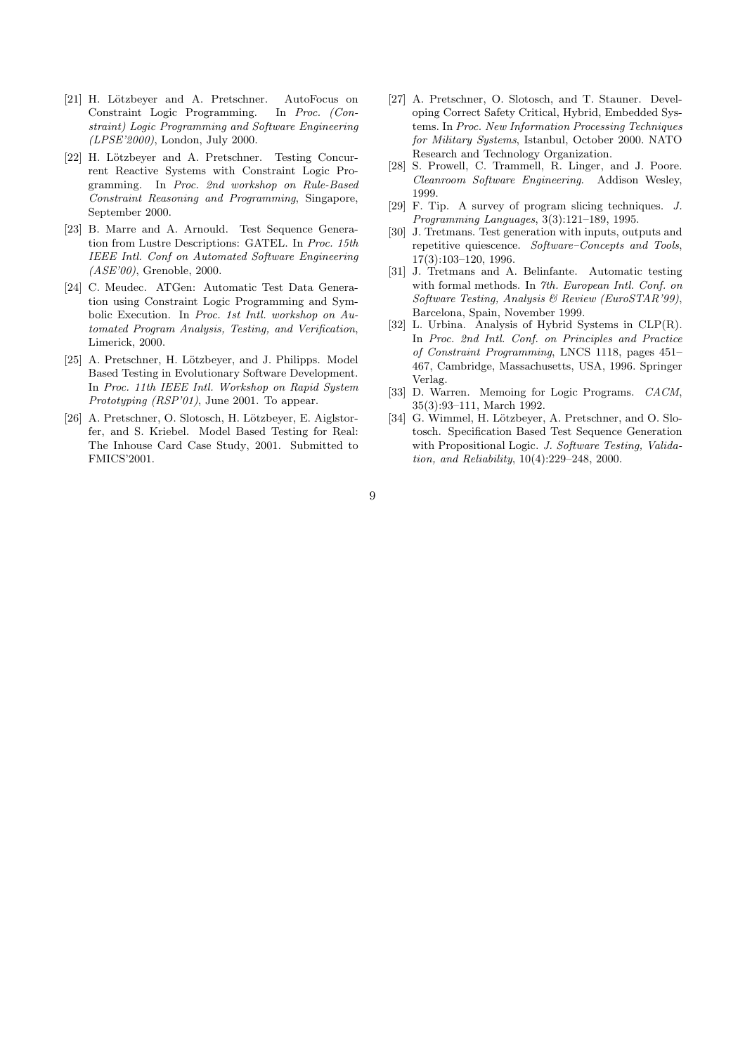[21] H. Lötzbeyer and A. Pretschner. AutoFocus on Constraint Logic Programming. In *Proc. (Constraint) Logic Programming and Software Engineering (LPSE'2000)*, London, July 2000.

[22] H. Lötzbeyer and A. Pretschner. Testing Concurrent Reactive Systems with Constraint Logic Programming. In *Proc. 2nd workshop on Rule-Based Constraint Reasoning and Programming*, Singapore, September 2000.

[23] B. Marre and A. Arnould. Test Sequence Generation from Lustre Descriptions: GATEL. In *Proc. 15th IEEE Intl. Conf on Automated Software Engineering (ASE'00)*, Grenoble, 2000.

[24] C. Meudec. ATGen: Automatic Test Data Generation using Constraint Logic Programming and Symbolic Execution. In *Proc. 1st Intl. workshop on Automated Program Analysis, Testing, and Verification*, Limerick, 2000.

[25] A. Pretschner, H. Lötzbeyer, and J. Philipps. Model Based Testing in Evolutionary Software Development. In *Proc. 11th IEEE Intl. Workshop on Rapid System Prototyping (RSP'01)*, June 2001. To appear.

[26] A. Pretschner, O. Slotosch, H. Lötzbeyer, E. Aiglstorfer, and S. Kriebel. Model Based Testing for Real: The Inhouse Card Case Study, 2001. Submitted to FMICS'2001.

[27] A. Pretschner, O. Slotosch, and T. Stauner. Developing Correct Safety Critical, Hybrid, Embedded Systems. In *Proc. New Information Processing Techniques for Military Systems*, Istanbul, October 2000. NATO Research and Technology Organization.

[28] S. Prowell, C. Trammell, R. Linger, and J. Poore. *Cleanroom Software Engineering*. Addison Wesley, 1999.

[29] F. Tip. A survey of program slicing techniques. *J. Programming Languages*, 3(3):121–189, 1995.

[30] J. Tretmans. Test generation with inputs, outputs and repetitive quiescence. *Software–Concepts and Tools*, 17(3):103–120, 1996.

[31] J. Tretmans and A. Belinfante. Automatic testing with formal methods. In *7th. European Intl. Conf. on Software Testing, Analysis & Review (EuroSTAR'99)*, Barcelona, Spain, November 1999.

[32] L. Urbina. Analysis of Hybrid Systems in CLP(R). In *Proc. 2nd Intl. Conf. on Principles and Practice of Constraint Programming*, LNCS 1118, pages 451–467, Cambridge, Massachusetts, USA, 1996. Springer Verlag.

[33] D. Warren. Memoing for Logic Programs. *CACM*, 35(3):93–111, March 1992.

[34] G. Wimmel, H. Lötzbeyer, A. Pretschner, and O. Slotosch. Specification Based Test Sequence Generation with Propositional Logic. *J. Software Testing, Validation, and Reliability*, 10(4):229–248, 2000.